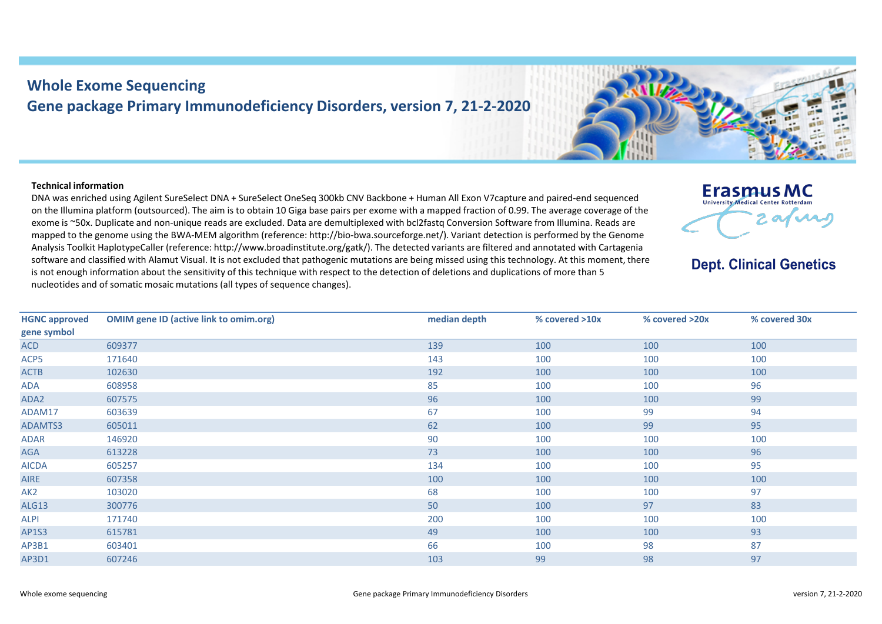# Whole Exome Sequencing

## Gene package Primary Immunodeficiency Disorders, version 7, 21-2-2020

Erasmus MC
University Medical Center Rotterdam

**Dept. Clinical Genetics**

**Technical information**

DNA was enriched using Agilent SureSelect DNA + SureSelect OneSeq 300kb CNV Backbone + Human All Exon V7capture and paired-end sequenced on the Illumina platform (outsourced). The aim is to obtain 10 Giga base pairs per exome with a mapped fraction of 0.99. The average coverage of the exome is ~50x. Duplicate and non-unique reads are excluded. Data are demultiplexed with bcl2fastq Conversion Software from Illumina. Reads are mapped to the genome using the BWA-MEM algorithm (reference: http://bio-bwa.sourceforge.net/). Variant detection is performed by the Genome Analysis Toolkit HaplotypeCaller (reference: http://www.broadinstitute.org/gatk/). The detected variants are filtered and annotated with Cartagenia software and classified with Alamut Visual. It is not excluded that pathogenic mutations are being missed using this technology. At this moment, there is not enough information about the sensitivity of this technique with respect to the detection of deletions and duplications of more than 5 nucleotides and of somatic mosaic mutations (all types of sequence changes).

| HGNC approved gene symbol | OMIM gene ID (active link to omim.org) | median depth | % covered >10x | % covered >20x | % covered 30x |
|---|---|---|---|---|---|
| ACD | 609377 | 139 | 100 | 100 | 100 |
| ACP5 | 171640 | 143 | 100 | 100 | 100 |
| ACTB | 102630 | 192 | 100 | 100 | 100 |
| ADA | 608958 | 85 | 100 | 100 | 96 |
| ADA2 | 607575 | 96 | 100 | 100 | 99 |
| ADAM17 | 603639 | 67 | 100 | 99 | 94 |
| ADAMTS3 | 605011 | 62 | 100 | 99 | 95 |
| ADAR | 146920 | 90 | 100 | 100 | 100 |
| AGA | 613228 | 73 | 100 | 100 | 96 |
| AICDA | 605257 | 134 | 100 | 100 | 95 |
| AIRE | 607358 | 100 | 100 | 100 | 100 |
| AK2 | 103020 | 68 | 100 | 100 | 97 |
| ALG13 | 300776 | 50 | 100 | 97 | 83 |
| ALPI | 171740 | 200 | 100 | 100 | 100 |
| AP1S3 | 615781 | 49 | 100 | 100 | 93 |
| AP3B1 | 603401 | 66 | 100 | 98 | 87 |
| AP3D1 | 607246 | 103 | 99 | 98 | 97 |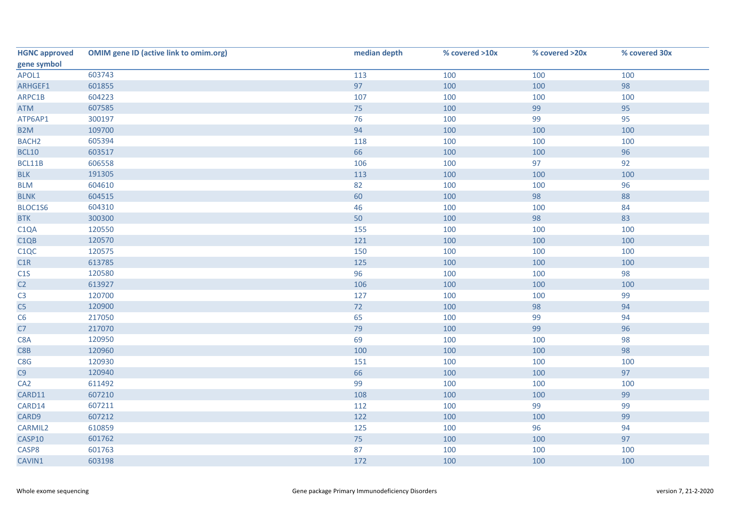| HGNC approved gene symbol | OMIM gene ID (active link to omim.org) | median depth | % covered >10x | % covered >20x | % covered 30x |
|---|---|---|---|---|---|
| APOL1 | 603743 | 113 | 100 | 100 | 100 |
| ARHGEF1 | 601855 | 97 | 100 | 100 | 98 |
| ARPC1B | 604223 | 107 | 100 | 100 | 100 |
| ATM | 607585 | 75 | 100 | 99 | 95 |
| ATP6AP1 | 300197 | 76 | 100 | 99 | 95 |
| B2M | 109700 | 94 | 100 | 100 | 100 |
| BACH2 | 605394 | 118 | 100 | 100 | 100 |
| BCL10 | 603517 | 66 | 100 | 100 | 96 |
| BCL11B | 606558 | 106 | 100 | 97 | 92 |
| BLK | 191305 | 113 | 100 | 100 | 100 |
| BLM | 604610 | 82 | 100 | 100 | 96 |
| BLNK | 604515 | 60 | 100 | 98 | 88 |
| BLOC1S6 | 604310 | 46 | 100 | 100 | 84 |
| BTK | 300300 | 50 | 100 | 98 | 83 |
| C1QA | 120550 | 155 | 100 | 100 | 100 |
| C1QB | 120570 | 121 | 100 | 100 | 100 |
| C1QC | 120575 | 150 | 100 | 100 | 100 |
| C1R | 613785 | 125 | 100 | 100 | 100 |
| C1S | 120580 | 96 | 100 | 100 | 98 |
| C2 | 613927 | 106 | 100 | 100 | 100 |
| C3 | 120700 | 127 | 100 | 100 | 99 |
| C5 | 120900 | 72 | 100 | 98 | 94 |
| C6 | 217050 | 65 | 100 | 99 | 94 |
| C7 | 217070 | 79 | 100 | 99 | 96 |
| C8A | 120950 | 69 | 100 | 100 | 98 |
| C8B | 120960 | 100 | 100 | 100 | 98 |
| C8G | 120930 | 151 | 100 | 100 | 100 |
| C9 | 120940 | 66 | 100 | 100 | 97 |
| CA2 | 611492 | 99 | 100 | 100 | 100 |
| CARD11 | 607210 | 108 | 100 | 100 | 99 |
| CARD14 | 607211 | 112 | 100 | 99 | 99 |
| CARD9 | 607212 | 122 | 100 | 100 | 99 |
| CARMIL2 | 610859 | 125 | 100 | 96 | 94 |
| CASP10 | 601762 | 75 | 100 | 100 | 97 |
| CASP8 | 601763 | 87 | 100 | 100 | 100 |
| CAVIN1 | 603198 | 172 | 100 | 100 | 100 |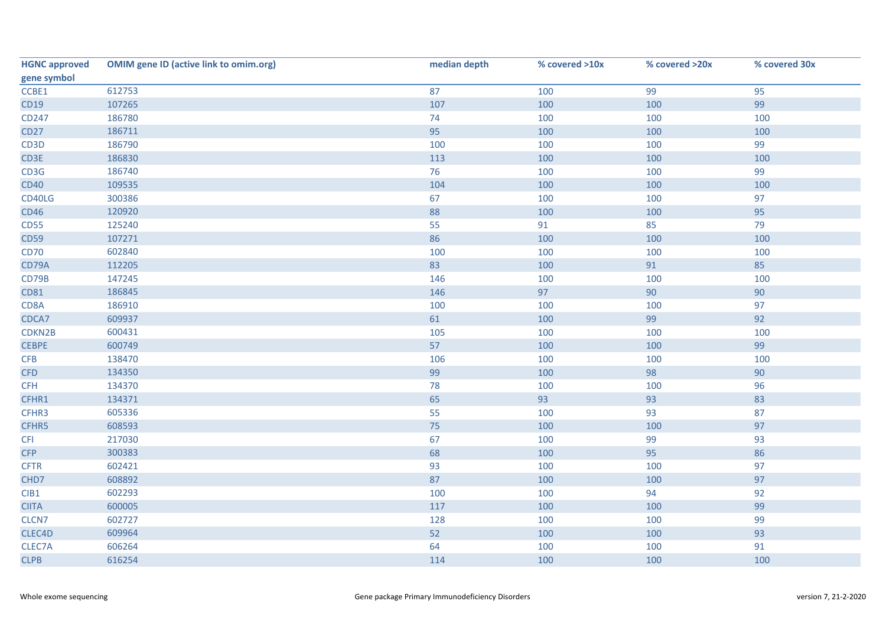| HGNC approved gene symbol | OMIM gene ID (active link to omim.org) | median depth | % covered >10x | % covered >20x | % covered 30x |
|---|---|---|---|---|---|
| CCBE1 | 612753 | 87 | 100 | 99 | 95 |
| CD19 | 107265 | 107 | 100 | 100 | 99 |
| CD247 | 186780 | 74 | 100 | 100 | 100 |
| CD27 | 186711 | 95 | 100 | 100 | 100 |
| CD3D | 186790 | 100 | 100 | 100 | 99 |
| CD3E | 186830 | 113 | 100 | 100 | 100 |
| CD3G | 186740 | 76 | 100 | 100 | 99 |
| CD40 | 109535 | 104 | 100 | 100 | 100 |
| CD40LG | 300386 | 67 | 100 | 100 | 97 |
| CD46 | 120920 | 88 | 100 | 100 | 95 |
| CD55 | 125240 | 55 | 91 | 85 | 79 |
| CD59 | 107271 | 86 | 100 | 100 | 100 |
| CD70 | 602840 | 100 | 100 | 100 | 100 |
| CD79A | 112205 | 83 | 100 | 91 | 85 |
| CD79B | 147245 | 146 | 100 | 100 | 100 |
| CD81 | 186845 | 146 | 97 | 90 | 90 |
| CD8A | 186910 | 100 | 100 | 100 | 97 |
| CDCA7 | 609937 | 61 | 100 | 99 | 92 |
| CDKN2B | 600431 | 105 | 100 | 100 | 100 |
| CEBPE | 600749 | 57 | 100 | 100 | 99 |
| CFB | 138470 | 106 | 100 | 100 | 100 |
| CFD | 134350 | 99 | 100 | 98 | 90 |
| CFH | 134370 | 78 | 100 | 100 | 96 |
| CFHR1 | 134371 | 65 | 93 | 93 | 83 |
| CFHR3 | 605336 | 55 | 100 | 93 | 87 |
| CFHR5 | 608593 | 75 | 100 | 100 | 97 |
| CFI | 217030 | 67 | 100 | 99 | 93 |
| CFP | 300383 | 68 | 100 | 95 | 86 |
| CFTR | 602421 | 93 | 100 | 100 | 97 |
| CHD7 | 608892 | 87 | 100 | 100 | 97 |
| CIB1 | 602293 | 100 | 100 | 94 | 92 |
| CIITA | 600005 | 117 | 100 | 100 | 99 |
| CLCN7 | 602727 | 128 | 100 | 100 | 99 |
| CLEC4D | 609964 | 52 | 100 | 100 | 93 |
| CLEC7A | 606264 | 64 | 100 | 100 | 91 |
| CLPB | 616254 | 114 | 100 | 100 | 100 |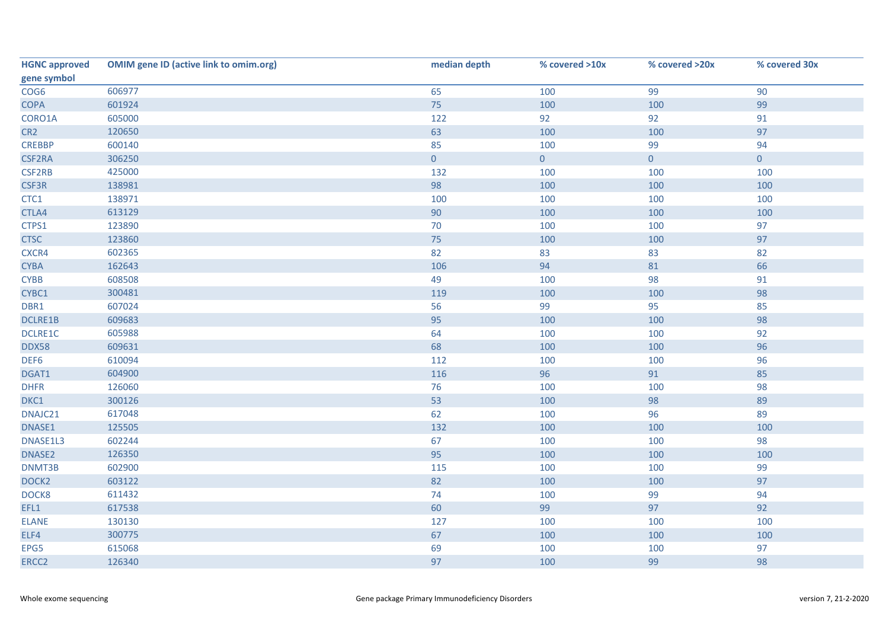| HGNC approved gene symbol | OMIM gene ID (active link to omim.org) | median depth | % covered >10x | % covered >20x | % covered 30x |
|---|---|---|---|---|---|
| COG6 | 606977 | 65 | 100 | 99 | 90 |
| COPA | 601924 | 75 | 100 | 100 | 99 |
| CORO1A | 605000 | 122 | 92 | 92 | 91 |
| CR2 | 120650 | 63 | 100 | 100 | 97 |
| CREBBP | 600140 | 85 | 100 | 99 | 94 |
| CSF2RA | 306250 | 0 | 0 | 0 | 0 |
| CSF2RB | 425000 | 132 | 100 | 100 | 100 |
| CSF3R | 138981 | 98 | 100 | 100 | 100 |
| CTC1 | 138971 | 100 | 100 | 100 | 100 |
| CTLA4 | 613129 | 90 | 100 | 100 | 100 |
| CTPS1 | 123890 | 70 | 100 | 100 | 97 |
| CTSC | 123860 | 75 | 100 | 100 | 97 |
| CXCR4 | 602365 | 82 | 83 | 83 | 82 |
| CYBA | 162643 | 106 | 94 | 81 | 66 |
| CYBB | 608508 | 49 | 100 | 98 | 91 |
| CYBC1 | 300481 | 119 | 100 | 100 | 98 |
| DBR1 | 607024 | 56 | 99 | 95 | 85 |
| DCLRE1B | 609683 | 95 | 100 | 100 | 98 |
| DCLRE1C | 605988 | 64 | 100 | 100 | 92 |
| DDX58 | 609631 | 68 | 100 | 100 | 96 |
| DEF6 | 610094 | 112 | 100 | 100 | 96 |
| DGAT1 | 604900 | 116 | 96 | 91 | 85 |
| DHFR | 126060 | 76 | 100 | 100 | 98 |
| DKC1 | 300126 | 53 | 100 | 98 | 89 |
| DNAJC21 | 617048 | 62 | 100 | 96 | 89 |
| DNASE1 | 125505 | 132 | 100 | 100 | 100 |
| DNASE1L3 | 602244 | 67 | 100 | 100 | 98 |
| DNASE2 | 126350 | 95 | 100 | 100 | 100 |
| DNMT3B | 602900 | 115 | 100 | 100 | 99 |
| DOCK2 | 603122 | 82 | 100 | 100 | 97 |
| DOCK8 | 611432 | 74 | 100 | 99 | 94 |
| EFL1 | 617538 | 60 | 99 | 97 | 92 |
| ELANE | 130130 | 127 | 100 | 100 | 100 |
| ELF4 | 300775 | 67 | 100 | 100 | 100 |
| EPG5 | 615068 | 69 | 100 | 100 | 97 |
| ERCC2 | 126340 | 97 | 100 | 99 | 98 |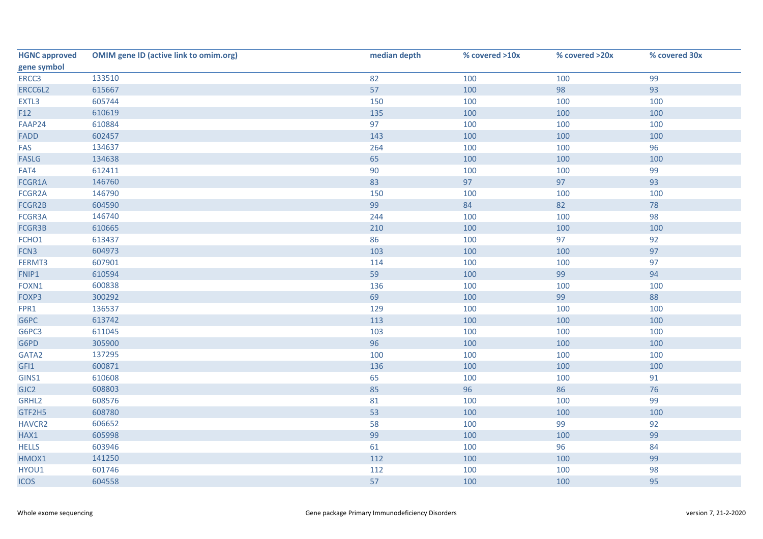| HGNC approved gene symbol | OMIM gene ID (active link to omim.org) | median depth | % covered >10x | % covered >20x | % covered 30x |
|---|---|---|---|---|---|
| ERCC3 | 133510 | 82 | 100 | 100 | 99 |
| ERCC6L2 | 615667 | 57 | 100 | 98 | 93 |
| EXTL3 | 605744 | 150 | 100 | 100 | 100 |
| F12 | 610619 | 135 | 100 | 100 | 100 |
| FAAP24 | 610884 | 97 | 100 | 100 | 100 |
| FADD | 602457 | 143 | 100 | 100 | 100 |
| FAS | 134637 | 264 | 100 | 100 | 96 |
| FASLG | 134638 | 65 | 100 | 100 | 100 |
| FAT4 | 612411 | 90 | 100 | 100 | 99 |
| FCGR1A | 146760 | 83 | 97 | 97 | 93 |
| FCGR2A | 146790 | 150 | 100 | 100 | 100 |
| FCGR2B | 604590 | 99 | 84 | 82 | 78 |
| FCGR3A | 146740 | 244 | 100 | 100 | 98 |
| FCGR3B | 610665 | 210 | 100 | 100 | 100 |
| FCHO1 | 613437 | 86 | 100 | 97 | 92 |
| FCN3 | 604973 | 103 | 100 | 100 | 97 |
| FERMT3 | 607901 | 114 | 100 | 100 | 97 |
| FNIP1 | 610594 | 59 | 100 | 99 | 94 |
| FOXN1 | 600838 | 136 | 100 | 100 | 100 |
| FOXP3 | 300292 | 69 | 100 | 99 | 88 |
| FPR1 | 136537 | 129 | 100 | 100 | 100 |
| G6PC | 613742 | 113 | 100 | 100 | 100 |
| G6PC3 | 611045 | 103 | 100 | 100 | 100 |
| G6PD | 305900 | 96 | 100 | 100 | 100 |
| GATA2 | 137295 | 100 | 100 | 100 | 100 |
| GFI1 | 600871 | 136 | 100 | 100 | 100 |
| GINS1 | 610608 | 65 | 100 | 100 | 91 |
| GJC2 | 608803 | 85 | 96 | 86 | 76 |
| GRHL2 | 608576 | 81 | 100 | 100 | 99 |
| GTF2H5 | 608780 | 53 | 100 | 100 | 100 |
| HAVCR2 | 606652 | 58 | 100 | 99 | 92 |
| HAX1 | 605998 | 99 | 100 | 100 | 99 |
| HELLS | 603946 | 61 | 100 | 96 | 84 |
| HMOX1 | 141250 | 112 | 100 | 100 | 99 |
| HYOU1 | 601746 | 112 | 100 | 100 | 98 |
| ICOS | 604558 | 57 | 100 | 100 | 95 |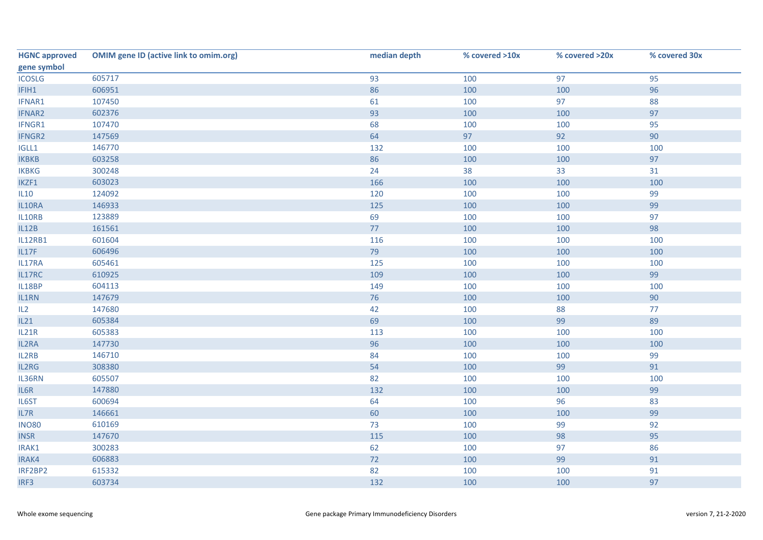| HGNC approved gene symbol | OMIM gene ID (active link to omim.org) | median depth | % covered >10x | % covered >20x | % covered 30x |
|---|---|---|---|---|---|
| ICOSLG | 605717 | 93 | 100 | 97 | 95 |
| IFIH1 | 606951 | 86 | 100 | 100 | 96 |
| IFNAR1 | 107450 | 61 | 100 | 97 | 88 |
| IFNAR2 | 602376 | 93 | 100 | 100 | 97 |
| IFNGR1 | 107470 | 68 | 100 | 100 | 95 |
| IFNGR2 | 147569 | 64 | 97 | 92 | 90 |
| IGLL1 | 146770 | 132 | 100 | 100 | 100 |
| IKBKB | 603258 | 86 | 100 | 100 | 97 |
| IKBKG | 300248 | 24 | 38 | 33 | 31 |
| IKZF1 | 603023 | 166 | 100 | 100 | 100 |
| IL10 | 124092 | 120 | 100 | 100 | 99 |
| IL10RA | 146933 | 125 | 100 | 100 | 99 |
| IL10RB | 123889 | 69 | 100 | 100 | 97 |
| IL12B | 161561 | 77 | 100 | 100 | 98 |
| IL12RB1 | 601604 | 116 | 100 | 100 | 100 |
| IL17F | 606496 | 79 | 100 | 100 | 100 |
| IL17RA | 605461 | 125 | 100 | 100 | 100 |
| IL17RC | 610925 | 109 | 100 | 100 | 99 |
| IL18BP | 604113 | 149 | 100 | 100 | 100 |
| IL1RN | 147679 | 76 | 100 | 100 | 90 |
| IL2 | 147680 | 42 | 100 | 88 | 77 |
| IL21 | 605384 | 69 | 100 | 99 | 89 |
| IL21R | 605383 | 113 | 100 | 100 | 100 |
| IL2RA | 147730 | 96 | 100 | 100 | 100 |
| IL2RB | 146710 | 84 | 100 | 100 | 99 |
| IL2RG | 308380 | 54 | 100 | 99 | 91 |
| IL36RN | 605507 | 82 | 100 | 100 | 100 |
| IL6R | 147880 | 132 | 100 | 100 | 99 |
| IL6ST | 600694 | 64 | 100 | 96 | 83 |
| IL7R | 146661 | 60 | 100 | 100 | 99 |
| INO80 | 610169 | 73 | 100 | 99 | 92 |
| INSR | 147670 | 115 | 100 | 98 | 95 |
| IRAK1 | 300283 | 62 | 100 | 97 | 86 |
| IRAK4 | 606883 | 72 | 100 | 99 | 91 |
| IRF2BP2 | 615332 | 82 | 100 | 100 | 91 |
| IRF3 | 603734 | 132 | 100 | 100 | 97 |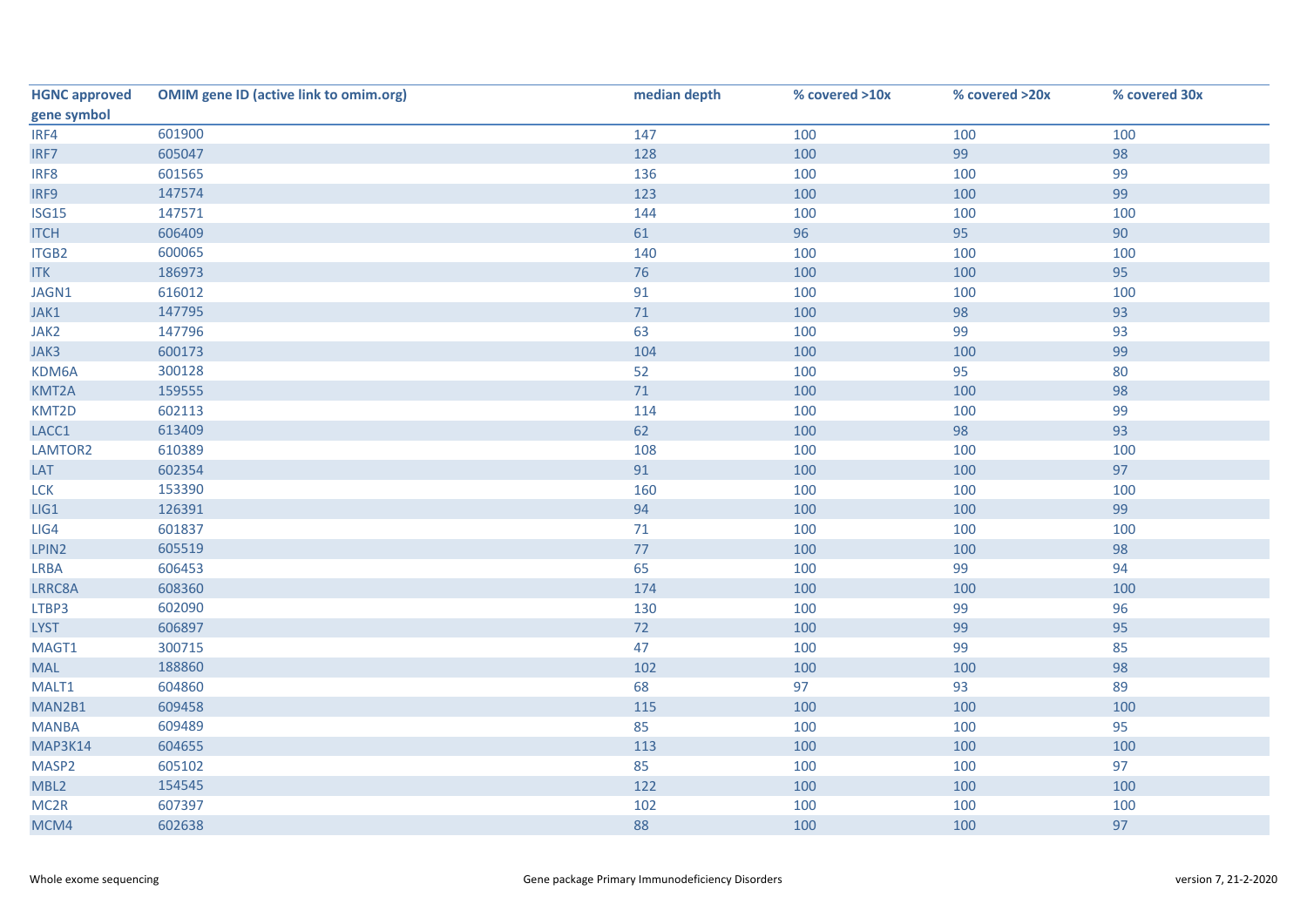| HGNC approved gene symbol | OMIM gene ID (active link to omim.org) | median depth | % covered >10x | % covered >20x | % covered 30x |
|---|---|---|---|---|---|
| IRF4 | 601900 | 147 | 100 | 100 | 100 |
| IRF7 | 605047 | 128 | 100 | 99 | 98 |
| IRF8 | 601565 | 136 | 100 | 100 | 99 |
| IRF9 | 147574 | 123 | 100 | 100 | 99 |
| ISG15 | 147571 | 144 | 100 | 100 | 100 |
| ITCH | 606409 | 61 | 96 | 95 | 90 |
| ITGB2 | 600065 | 140 | 100 | 100 | 100 |
| ITK | 186973 | 76 | 100 | 100 | 95 |
| JAGN1 | 616012 | 91 | 100 | 100 | 100 |
| JAK1 | 147795 | 71 | 100 | 98 | 93 |
| JAK2 | 147796 | 63 | 100 | 99 | 93 |
| JAK3 | 600173 | 104 | 100 | 100 | 99 |
| KDM6A | 300128 | 52 | 100 | 95 | 80 |
| KMT2A | 159555 | 71 | 100 | 100 | 98 |
| KMT2D | 602113 | 114 | 100 | 100 | 99 |
| LACC1 | 613409 | 62 | 100 | 98 | 93 |
| LAMTOR2 | 610389 | 108 | 100 | 100 | 100 |
| LAT | 602354 | 91 | 100 | 100 | 97 |
| LCK | 153390 | 160 | 100 | 100 | 100 |
| LIG1 | 126391 | 94 | 100 | 100 | 99 |
| LIG4 | 601837 | 71 | 100 | 100 | 100 |
| LPIN2 | 605519 | 77 | 100 | 100 | 98 |
| LRBA | 606453 | 65 | 100 | 99 | 94 |
| LRRC8A | 608360 | 174 | 100 | 100 | 100 |
| LTBP3 | 602090 | 130 | 100 | 99 | 96 |
| LYST | 606897 | 72 | 100 | 99 | 95 |
| MAGT1 | 300715 | 47 | 100 | 99 | 85 |
| MAL | 188860 | 102 | 100 | 100 | 98 |
| MALT1 | 604860 | 68 | 97 | 93 | 89 |
| MAN2B1 | 609458 | 115 | 100 | 100 | 100 |
| MANBA | 609489 | 85 | 100 | 100 | 95 |
| MAP3K14 | 604655 | 113 | 100 | 100 | 100 |
| MASP2 | 605102 | 85 | 100 | 100 | 97 |
| MBL2 | 154545 | 122 | 100 | 100 | 100 |
| MC2R | 607397 | 102 | 100 | 100 | 100 |
| MCM4 | 602638 | 88 | 100 | 100 | 97 |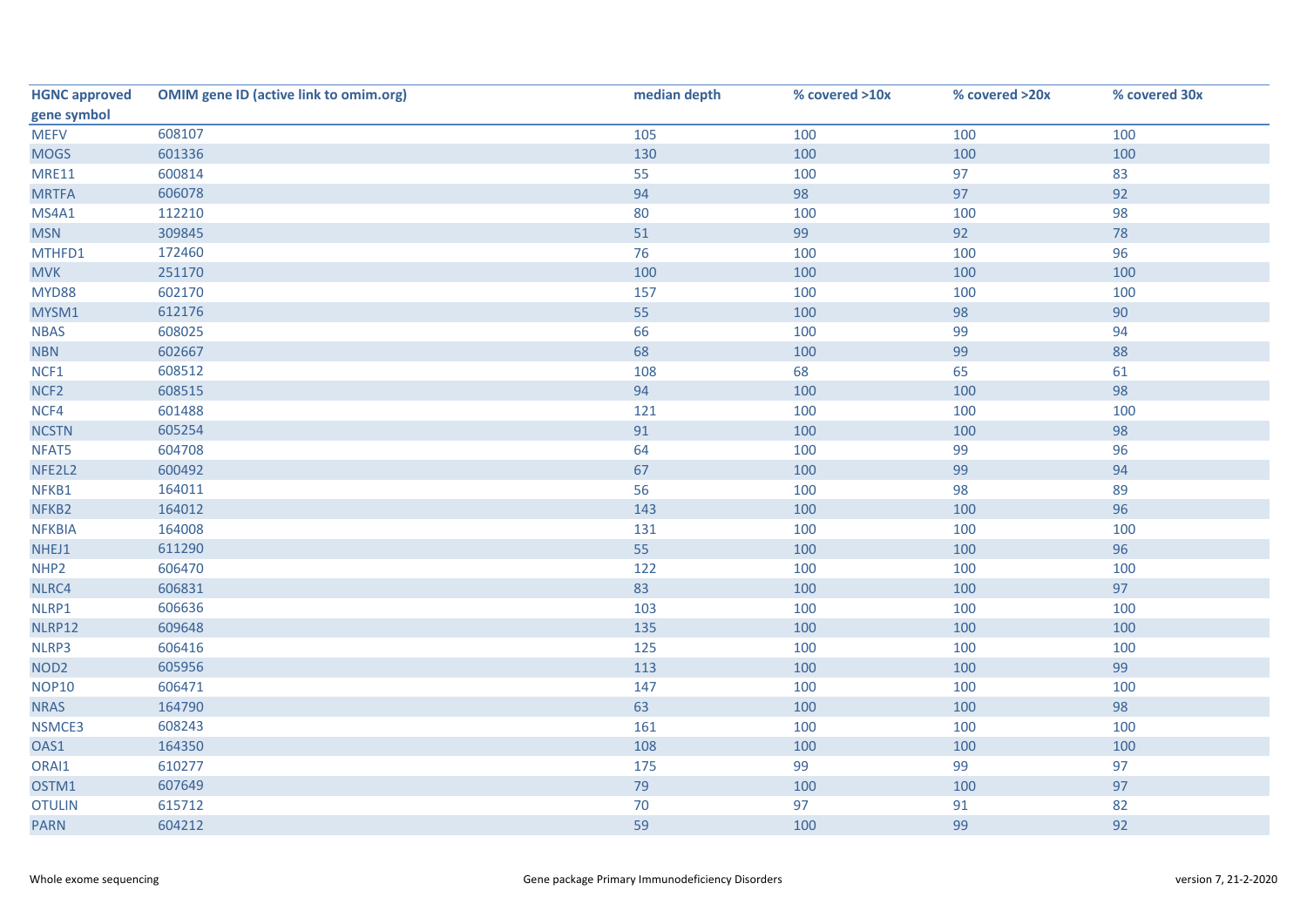| HGNC approved gene symbol | OMIM gene ID (active link to omim.org) | median depth | % covered >10x | % covered >20x | % covered 30x |
|---|---|---|---|---|---|
| MEFV | 608107 | 105 | 100 | 100 | 100 |
| MOGS | 601336 | 130 | 100 | 100 | 100 |
| MRE11 | 600814 | 55 | 100 | 97 | 83 |
| MRTFA | 606078 | 94 | 98 | 97 | 92 |
| MS4A1 | 112210 | 80 | 100 | 100 | 98 |
| MSN | 309845 | 51 | 99 | 92 | 78 |
| MTHFD1 | 172460 | 76 | 100 | 100 | 96 |
| MVK | 251170 | 100 | 100 | 100 | 100 |
| MYD88 | 602170 | 157 | 100 | 100 | 100 |
| MYSM1 | 612176 | 55 | 100 | 98 | 90 |
| NBAS | 608025 | 66 | 100 | 99 | 94 |
| NBN | 602667 | 68 | 100 | 99 | 88 |
| NCF1 | 608512 | 108 | 68 | 65 | 61 |
| NCF2 | 608515 | 94 | 100 | 100 | 98 |
| NCF4 | 601488 | 121 | 100 | 100 | 100 |
| NCSTN | 605254 | 91 | 100 | 100 | 98 |
| NFAT5 | 604708 | 64 | 100 | 99 | 96 |
| NFE2L2 | 600492 | 67 | 100 | 99 | 94 |
| NFKB1 | 164011 | 56 | 100 | 98 | 89 |
| NFKB2 | 164012 | 143 | 100 | 100 | 96 |
| NFKBIA | 164008 | 131 | 100 | 100 | 100 |
| NHEJ1 | 611290 | 55 | 100 | 100 | 96 |
| NHP2 | 606470 | 122 | 100 | 100 | 100 |
| NLRC4 | 606831 | 83 | 100 | 100 | 97 |
| NLRP1 | 606636 | 103 | 100 | 100 | 100 |
| NLRP12 | 609648 | 135 | 100 | 100 | 100 |
| NLRP3 | 606416 | 125 | 100 | 100 | 100 |
| NOD2 | 605956 | 113 | 100 | 100 | 99 |
| NOP10 | 606471 | 147 | 100 | 100 | 100 |
| NRAS | 164790 | 63 | 100 | 100 | 98 |
| NSMCE3 | 608243 | 161 | 100 | 100 | 100 |
| OAS1 | 164350 | 108 | 100 | 100 | 100 |
| ORAI1 | 610277 | 175 | 99 | 99 | 97 |
| OSTM1 | 607649 | 79 | 100 | 100 | 97 |
| OTULIN | 615712 | 70 | 97 | 91 | 82 |
| PARN | 604212 | 59 | 100 | 99 | 92 |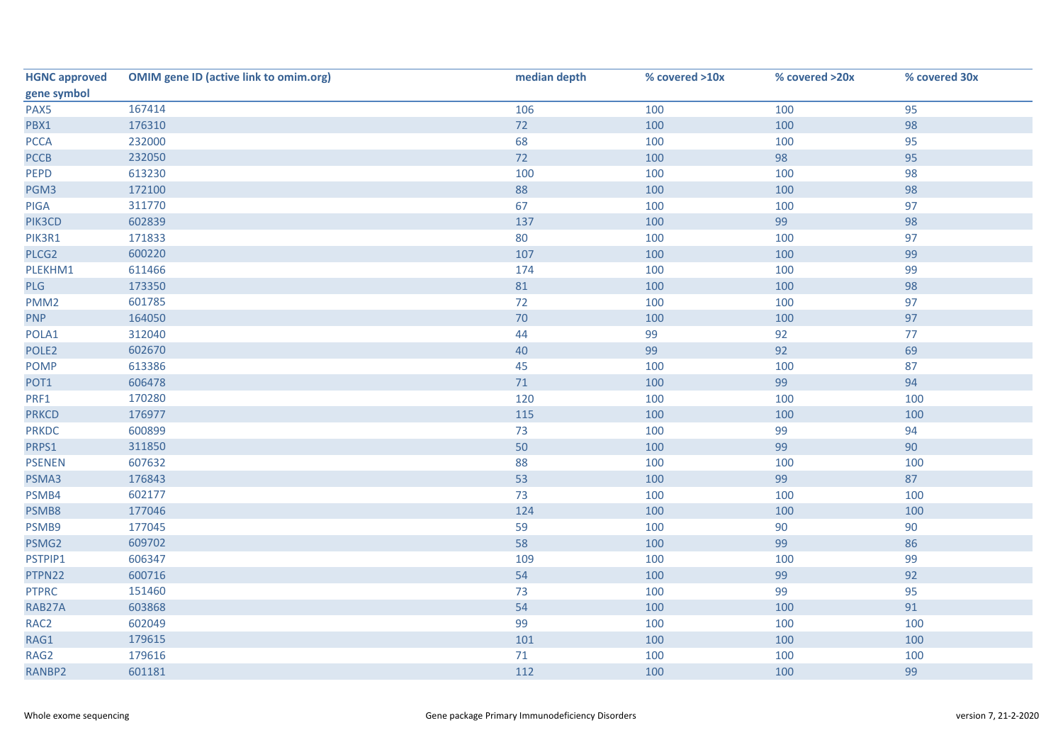| HGNC approved gene symbol | OMIM gene ID (active link to omim.org) | median depth | % covered >10x | % covered >20x | % covered 30x |
|---|---|---|---|---|---|
| PAX5 | 167414 | 106 | 100 | 100 | 95 |
| PBX1 | 176310 | 72 | 100 | 100 | 98 |
| PCCA | 232000 | 68 | 100 | 100 | 95 |
| PCCB | 232050 | 72 | 100 | 98 | 95 |
| PEPD | 613230 | 100 | 100 | 100 | 98 |
| PGM3 | 172100 | 88 | 100 | 100 | 98 |
| PIGA | 311770 | 67 | 100 | 100 | 97 |
| PIK3CD | 602839 | 137 | 100 | 99 | 98 |
| PIK3R1 | 171833 | 80 | 100 | 100 | 97 |
| PLCG2 | 600220 | 107 | 100 | 100 | 99 |
| PLEKHM1 | 611466 | 174 | 100 | 100 | 99 |
| PLG | 173350 | 81 | 100 | 100 | 98 |
| PMM2 | 601785 | 72 | 100 | 100 | 97 |
| PNP | 164050 | 70 | 100 | 100 | 97 |
| POLA1 | 312040 | 44 | 99 | 92 | 77 |
| POLE2 | 602670 | 40 | 99 | 92 | 69 |
| POMP | 613386 | 45 | 100 | 100 | 87 |
| POT1 | 606478 | 71 | 100 | 99 | 94 |
| PRF1 | 170280 | 120 | 100 | 100 | 100 |
| PRKCD | 176977 | 115 | 100 | 100 | 100 |
| PRKDC | 600899 | 73 | 100 | 99 | 94 |
| PRPS1 | 311850 | 50 | 100 | 99 | 90 |
| PSENEN | 607632 | 88 | 100 | 100 | 100 |
| PSMA3 | 176843 | 53 | 100 | 99 | 87 |
| PSMB4 | 602177 | 73 | 100 | 100 | 100 |
| PSMB8 | 177046 | 124 | 100 | 100 | 100 |
| PSMB9 | 177045 | 59 | 100 | 90 | 90 |
| PSMG2 | 609702 | 58 | 100 | 99 | 86 |
| PSTPIP1 | 606347 | 109 | 100 | 100 | 99 |
| PTPN22 | 600716 | 54 | 100 | 99 | 92 |
| PTPRC | 151460 | 73 | 100 | 99 | 95 |
| RAB27A | 603868 | 54 | 100 | 100 | 91 |
| RAC2 | 602049 | 99 | 100 | 100 | 100 |
| RAG1 | 179615 | 101 | 100 | 100 | 100 |
| RAG2 | 179616 | 71 | 100 | 100 | 100 |
| RANBP2 | 601181 | 112 | 100 | 100 | 99 |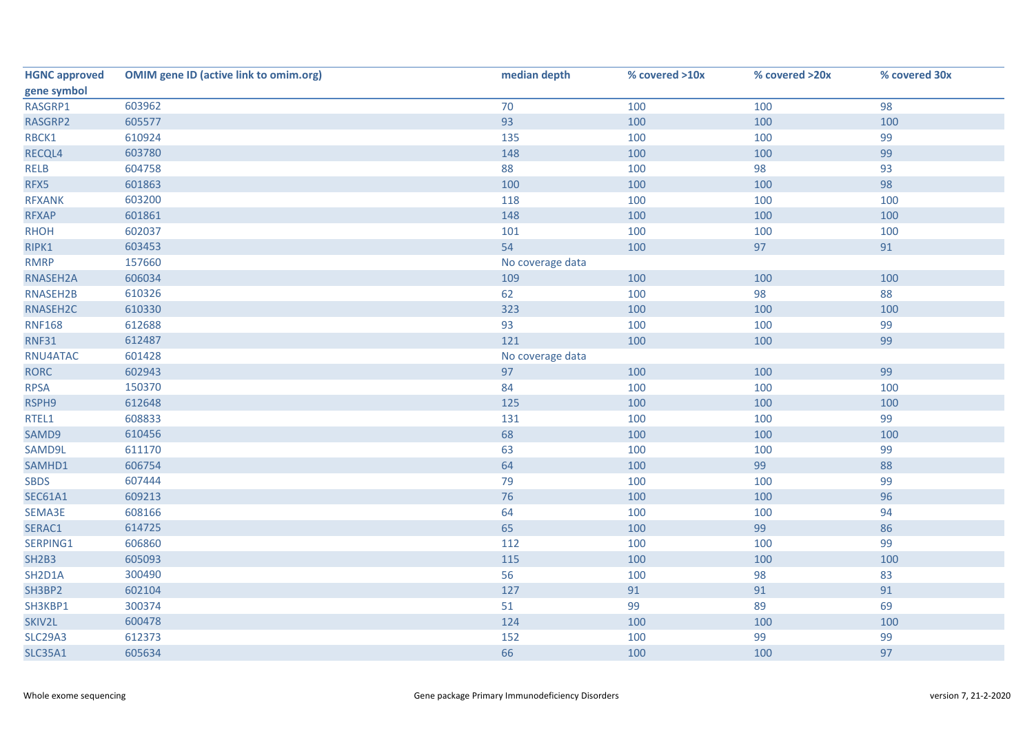| HGNC approved gene symbol | OMIM gene ID (active link to omim.org) | median depth | % covered >10x | % covered >20x | % covered 30x |
|---|---|---|---|---|---|
| RASGRP1 | 603962 | 70 | 100 | 100 | 98 |
| RASGRP2 | 605577 | 93 | 100 | 100 | 100 |
| RBCK1 | 610924 | 135 | 100 | 100 | 99 |
| RECQL4 | 603780 | 148 | 100 | 100 | 99 |
| RELB | 604758 | 88 | 100 | 98 | 93 |
| RFX5 | 601863 | 100 | 100 | 100 | 98 |
| RFXANK | 603200 | 118 | 100 | 100 | 100 |
| RFXAP | 601861 | 148 | 100 | 100 | 100 |
| RHOH | 602037 | 101 | 100 | 100 | 100 |
| RIPK1 | 603453 | 54 | 100 | 97 | 91 |
| RMRP | 157660 | No coverage data | | | |
| RNASEH2A | 606034 | 109 | 100 | 100 | 100 |
| RNASEH2B | 610326 | 62 | 100 | 98 | 88 |
| RNASEH2C | 610330 | 323 | 100 | 100 | 100 |
| RNF168 | 612688 | 93 | 100 | 100 | 99 |
| RNF31 | 612487 | 121 | 100 | 100 | 99 |
| RNU4ATAC | 601428 | No coverage data | | | |
| RORC | 602943 | 97 | 100 | 100 | 99 |
| RPSA | 150370 | 84 | 100 | 100 | 100 |
| RSPH9 | 612648 | 125 | 100 | 100 | 100 |
| RTEL1 | 608833 | 131 | 100 | 100 | 99 |
| SAMD9 | 610456 | 68 | 100 | 100 | 100 |
| SAMD9L | 611170 | 63 | 100 | 100 | 99 |
| SAMHD1 | 606754 | 64 | 100 | 99 | 88 |
| SBDS | 607444 | 79 | 100 | 100 | 99 |
| SEC61A1 | 609213 | 76 | 100 | 100 | 96 |
| SEMA3E | 608166 | 64 | 100 | 100 | 94 |
| SERAC1 | 614725 | 65 | 100 | 99 | 86 |
| SERPING1 | 606860 | 112 | 100 | 100 | 99 |
| SH2B3 | 605093 | 115 | 100 | 100 | 100 |
| SH2D1A | 300490 | 56 | 100 | 98 | 83 |
| SH3BP2 | 602104 | 127 | 91 | 91 | 91 |
| SH3KBP1 | 300374 | 51 | 99 | 89 | 69 |
| SKIV2L | 600478 | 124 | 100 | 100 | 100 |
| SLC29A3 | 612373 | 152 | 100 | 99 | 99 |
| SLC35A1 | 605634 | 66 | 100 | 100 | 97 |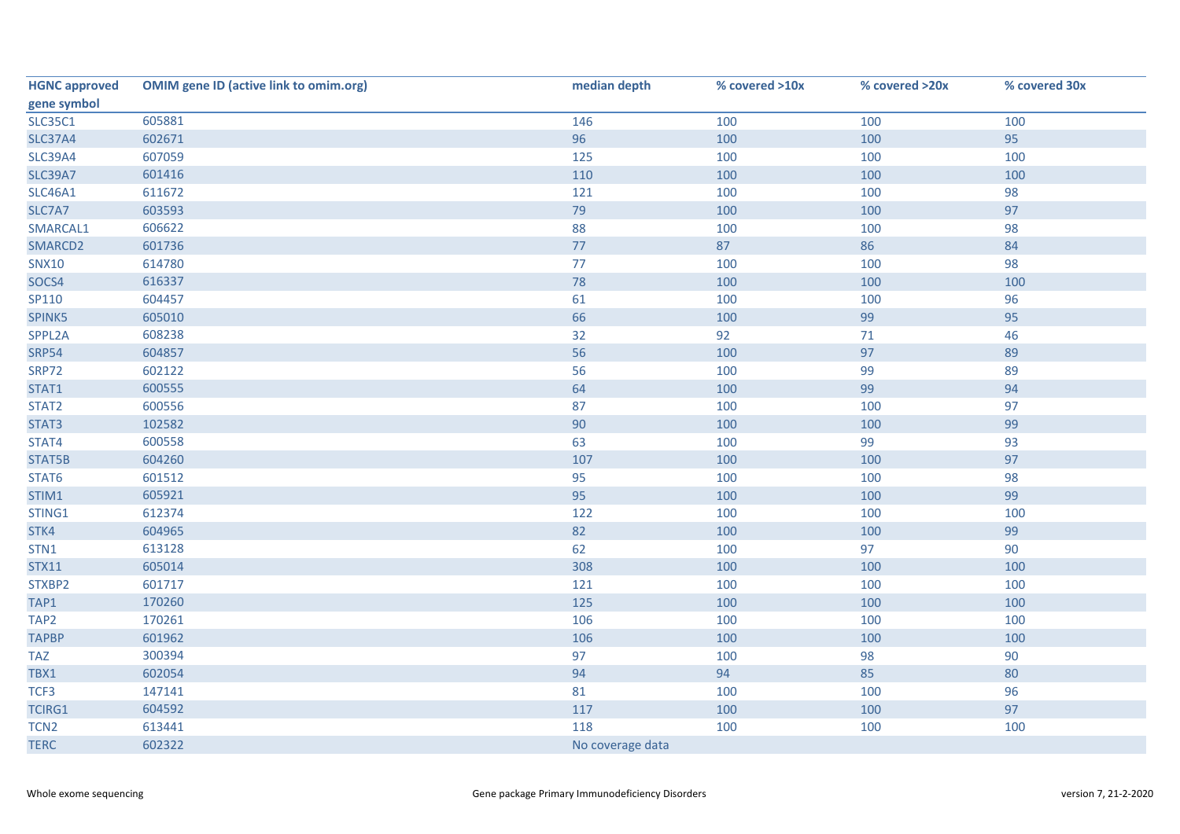| HGNC approved gene symbol | OMIM gene ID (active link to omim.org) | median depth | % covered >10x | % covered >20x | % covered 30x |
|---|---|---|---|---|---|
| SLC35C1 | 605881 | 146 | 100 | 100 | 100 |
| SLC37A4 | 602671 | 96 | 100 | 100 | 95 |
| SLC39A4 | 607059 | 125 | 100 | 100 | 100 |
| SLC39A7 | 601416 | 110 | 100 | 100 | 100 |
| SLC46A1 | 611672 | 121 | 100 | 100 | 98 |
| SLC7A7 | 603593 | 79 | 100 | 100 | 97 |
| SMARCAL1 | 606622 | 88 | 100 | 100 | 98 |
| SMARCD2 | 601736 | 77 | 87 | 86 | 84 |
| SNX10 | 614780 | 77 | 100 | 100 | 98 |
| SOCS4 | 616337 | 78 | 100 | 100 | 100 |
| SP110 | 604457 | 61 | 100 | 100 | 96 |
| SPINK5 | 605010 | 66 | 100 | 99 | 95 |
| SPPL2A | 608238 | 32 | 92 | 71 | 46 |
| SRP54 | 604857 | 56 | 100 | 97 | 89 |
| SRP72 | 602122 | 56 | 100 | 99 | 89 |
| STAT1 | 600555 | 64 | 100 | 99 | 94 |
| STAT2 | 600556 | 87 | 100 | 100 | 97 |
| STAT3 | 102582 | 90 | 100 | 100 | 99 |
| STAT4 | 600558 | 63 | 100 | 99 | 93 |
| STAT5B | 604260 | 107 | 100 | 100 | 97 |
| STAT6 | 601512 | 95 | 100 | 100 | 98 |
| STIM1 | 605921 | 95 | 100 | 100 | 99 |
| STING1 | 612374 | 122 | 100 | 100 | 100 |
| STK4 | 604965 | 82 | 100 | 100 | 99 |
| STN1 | 613128 | 62 | 100 | 97 | 90 |
| STX11 | 605014 | 308 | 100 | 100 | 100 |
| STXBP2 | 601717 | 121 | 100 | 100 | 100 |
| TAP1 | 170260 | 125 | 100 | 100 | 100 |
| TAP2 | 170261 | 106 | 100 | 100 | 100 |
| TAPBP | 601962 | 106 | 100 | 100 | 100 |
| TAZ | 300394 | 97 | 100 | 98 | 90 |
| TBX1 | 602054 | 94 | 94 | 85 | 80 |
| TCF3 | 147141 | 81 | 100 | 100 | 96 |
| TCIRG1 | 604592 | 117 | 100 | 100 | 97 |
| TCN2 | 613441 | 118 | 100 | 100 | 100 |
| TERC | 602322 | No coverage data | | | |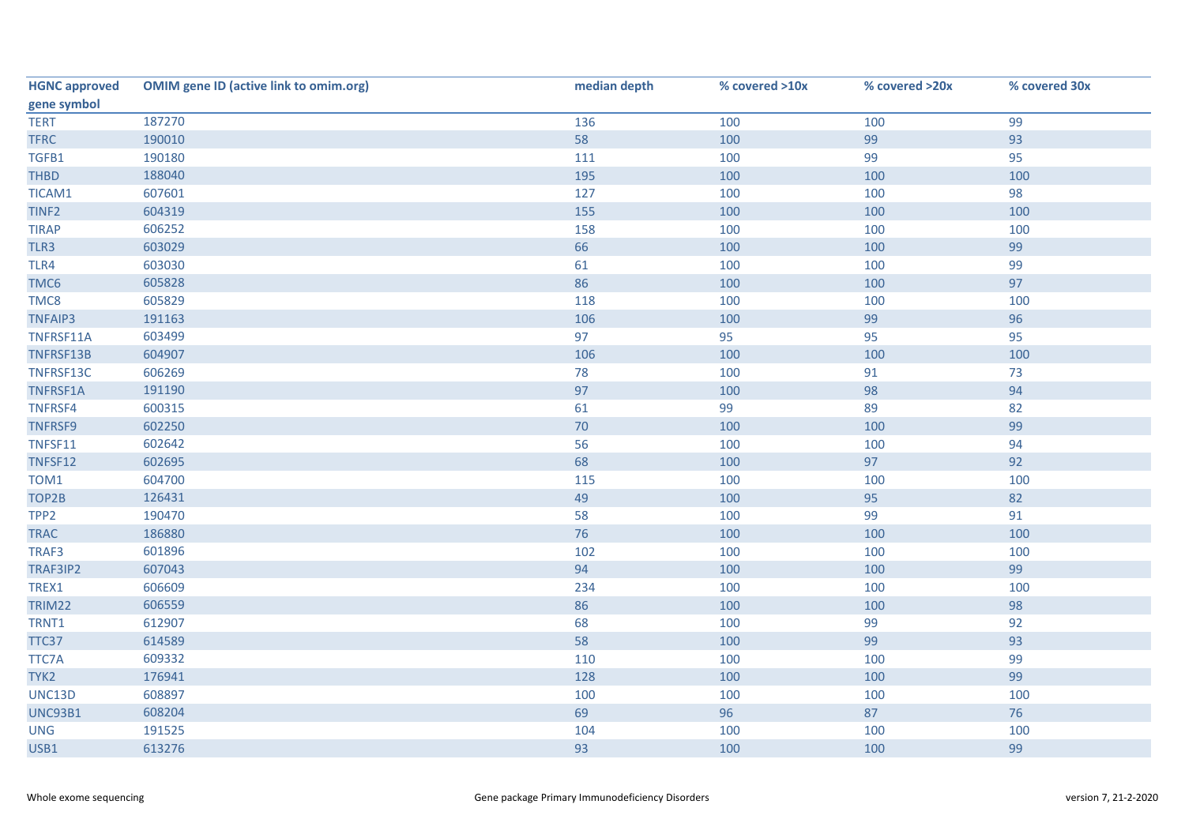| HGNC approved gene symbol | OMIM gene ID (active link to omim.org) | median depth | % covered >10x | % covered >20x | % covered 30x |
|---|---|---|---|---|---|
| TERT | 187270 | 136 | 100 | 100 | 99 |
| TFRC | 190010 | 58 | 100 | 99 | 93 |
| TGFB1 | 190180 | 111 | 100 | 99 | 95 |
| THBD | 188040 | 195 | 100 | 100 | 100 |
| TICAM1 | 607601 | 127 | 100 | 100 | 98 |
| TINF2 | 604319 | 155 | 100 | 100 | 100 |
| TIRAP | 606252 | 158 | 100 | 100 | 100 |
| TLR3 | 603029 | 66 | 100 | 100 | 99 |
| TLR4 | 603030 | 61 | 100 | 100 | 99 |
| TMC6 | 605828 | 86 | 100 | 100 | 97 |
| TMC8 | 605829 | 118 | 100 | 100 | 100 |
| TNFAIP3 | 191163 | 106 | 100 | 99 | 96 |
| TNFRSF11A | 603499 | 97 | 95 | 95 | 95 |
| TNFRSF13B | 604907 | 106 | 100 | 100 | 100 |
| TNFRSF13C | 606269 | 78 | 100 | 91 | 73 |
| TNFRSF1A | 191190 | 97 | 100 | 98 | 94 |
| TNFRSF4 | 600315 | 61 | 99 | 89 | 82 |
| TNFRSF9 | 602250 | 70 | 100 | 100 | 99 |
| TNFSF11 | 602642 | 56 | 100 | 100 | 94 |
| TNFSF12 | 602695 | 68 | 100 | 97 | 92 |
| TOM1 | 604700 | 115 | 100 | 100 | 100 |
| TOP2B | 126431 | 49 | 100 | 95 | 82 |
| TPP2 | 190470 | 58 | 100 | 99 | 91 |
| TRAC | 186880 | 76 | 100 | 100 | 100 |
| TRAF3 | 601896 | 102 | 100 | 100 | 100 |
| TRAF3IP2 | 607043 | 94 | 100 | 100 | 99 |
| TREX1 | 606609 | 234 | 100 | 100 | 100 |
| TRIM22 | 606559 | 86 | 100 | 100 | 98 |
| TRNT1 | 612907 | 68 | 100 | 99 | 92 |
| TTC37 | 614589 | 58 | 100 | 99 | 93 |
| TTC7A | 609332 | 110 | 100 | 100 | 99 |
| TYK2 | 176941 | 128 | 100 | 100 | 99 |
| UNC13D | 608897 | 100 | 100 | 100 | 100 |
| UNC93B1 | 608204 | 69 | 96 | 87 | 76 |
| UNG | 191525 | 104 | 100 | 100 | 100 |
| USB1 | 613276 | 93 | 100 | 100 | 99 |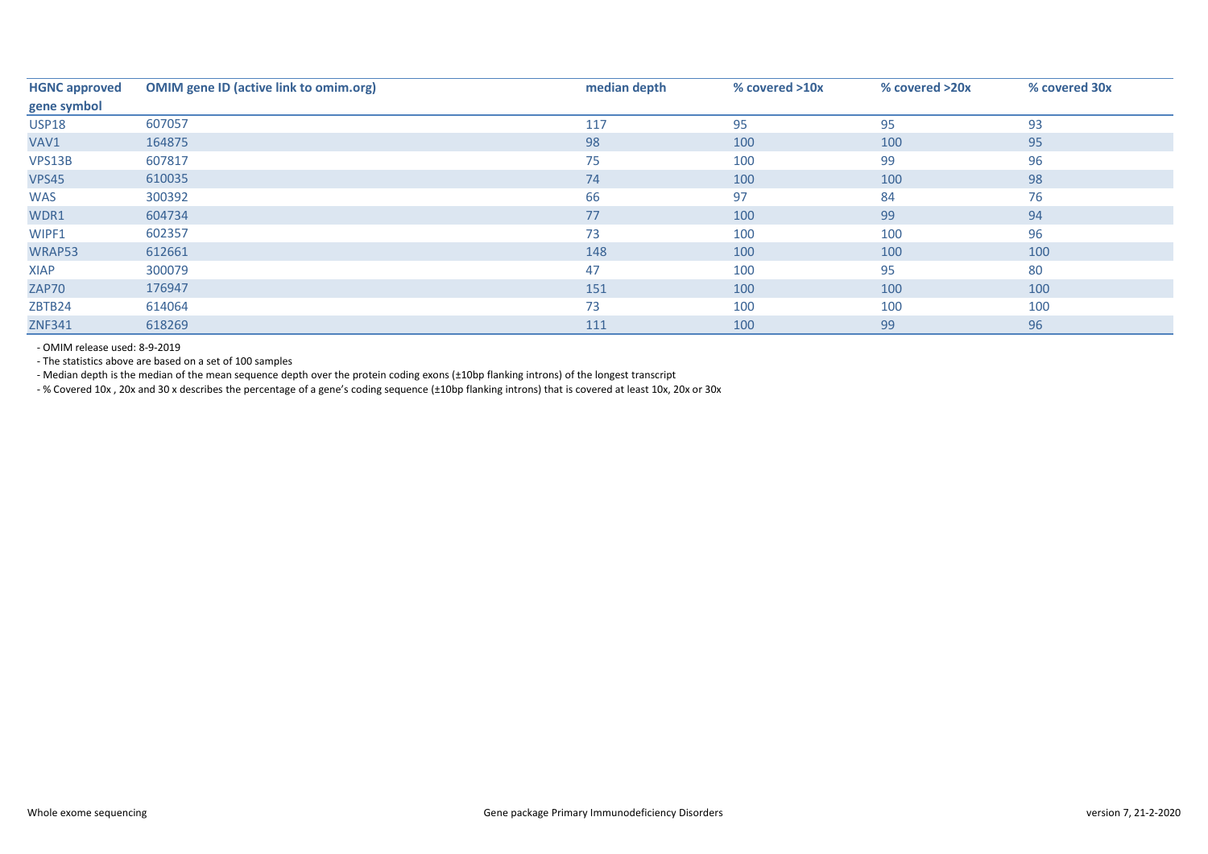| HGNC approved gene symbol | OMIM gene ID (active link to omim.org) | median depth | % covered >10x | % covered >20x | % covered 30x |
|---|---|---|---|---|---|
| USP18 | 607057 | 117 | 95 | 95 | 93 |
| VAV1 | 164875 | 98 | 100 | 100 | 95 |
| VPS13B | 607817 | 75 | 100 | 99 | 96 |
| VPS45 | 610035 | 74 | 100 | 100 | 98 |
| WAS | 300392 | 66 | 97 | 84 | 76 |
| WDR1 | 604734 | 77 | 100 | 99 | 94 |
| WIPF1 | 602357 | 73 | 100 | 100 | 96 |
| WRAP53 | 612661 | 148 | 100 | 100 | 100 |
| XIAP | 300079 | 47 | 100 | 95 | 80 |
| ZAP70 | 176947 | 151 | 100 | 100 | 100 |
| ZBTB24 | 614064 | 73 | 100 | 100 | 100 |
| ZNF341 | 618269 | 111 | 100 | 99 | 96 |

- OMIM release used: 8-9-2019
- The statistics above are based on a set of 100 samples
- Median depth is the median of the mean sequence depth over the protein coding exons (±10bp flanking introns) of the longest transcript
- % Covered 10x , 20x and 30 x describes the percentage of a gene's coding sequence (±10bp flanking introns) that is covered at least 10x, 20x or 30x